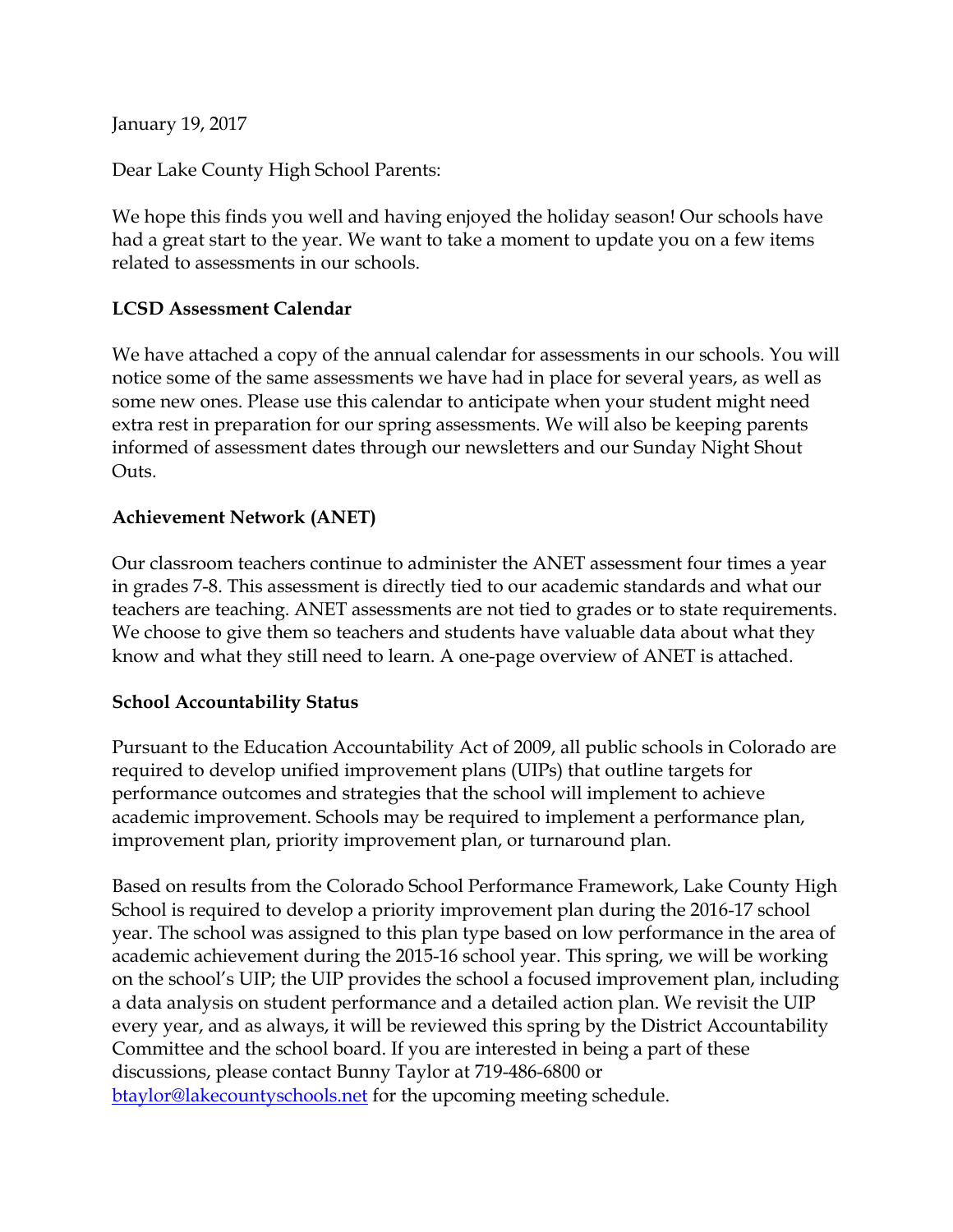January 19, 2017

Dear Lake County High School Parents:

We hope this finds you well and having enjoyed the holiday season! Our schools have had a great start to the year. We want to take a moment to update you on a few items related to assessments in our schools.

**LCSD Assessment Calendar**

We have attached a copy of the annual calendar for assessments in our schools. You will notice some of the same assessments we have had in place for several years, as well as some new ones. Please use this calendar to anticipate when your student might need extra rest in preparation for our spring assessments. We will also be keeping parents informed of assessment dates through our newsletters and our Sunday Night Shout Outs.

**Achievement Network (ANET)**

Our classroom teachers continue to administer the ANET assessment four times a year in grades 7-8. This assessment is directly tied to our academic standards and what our teachers are teaching. ANET assessments are not tied to grades or to state requirements. We choose to give them so teachers and students have valuable data about what they know and what they still need to learn. A one-page overview of ANET is attached.

**School Accountability Status**

Pursuant to the Education Accountability Act of 2009, all public schools in Colorado are required to develop unified improvement plans (UIPs) that outline targets for performance outcomes and strategies that the school will implement to achieve academic improvement. Schools may be required to implement a performance plan, improvement plan, priority improvement plan, or turnaround plan.

Based on results from the Colorado School Performance Framework, Lake County High School is required to develop a priority improvement plan during the 2016-17 school year. The school was assigned to this plan type based on low performance in the area of academic achievement during the 2015-16 school year. This spring, we will be working on the school's UIP; the UIP provides the school a focused improvement plan, including a data analysis on student performance and a detailed action plan. We revisit the UIP every year, and as always, it will be reviewed this spring by the District Accountability Committee and the school board. If you are interested in being a part of these discussions, please contact Bunny Taylor at 719-486-6800 or btaylor@lakecountyschools.net for the upcoming meeting schedule.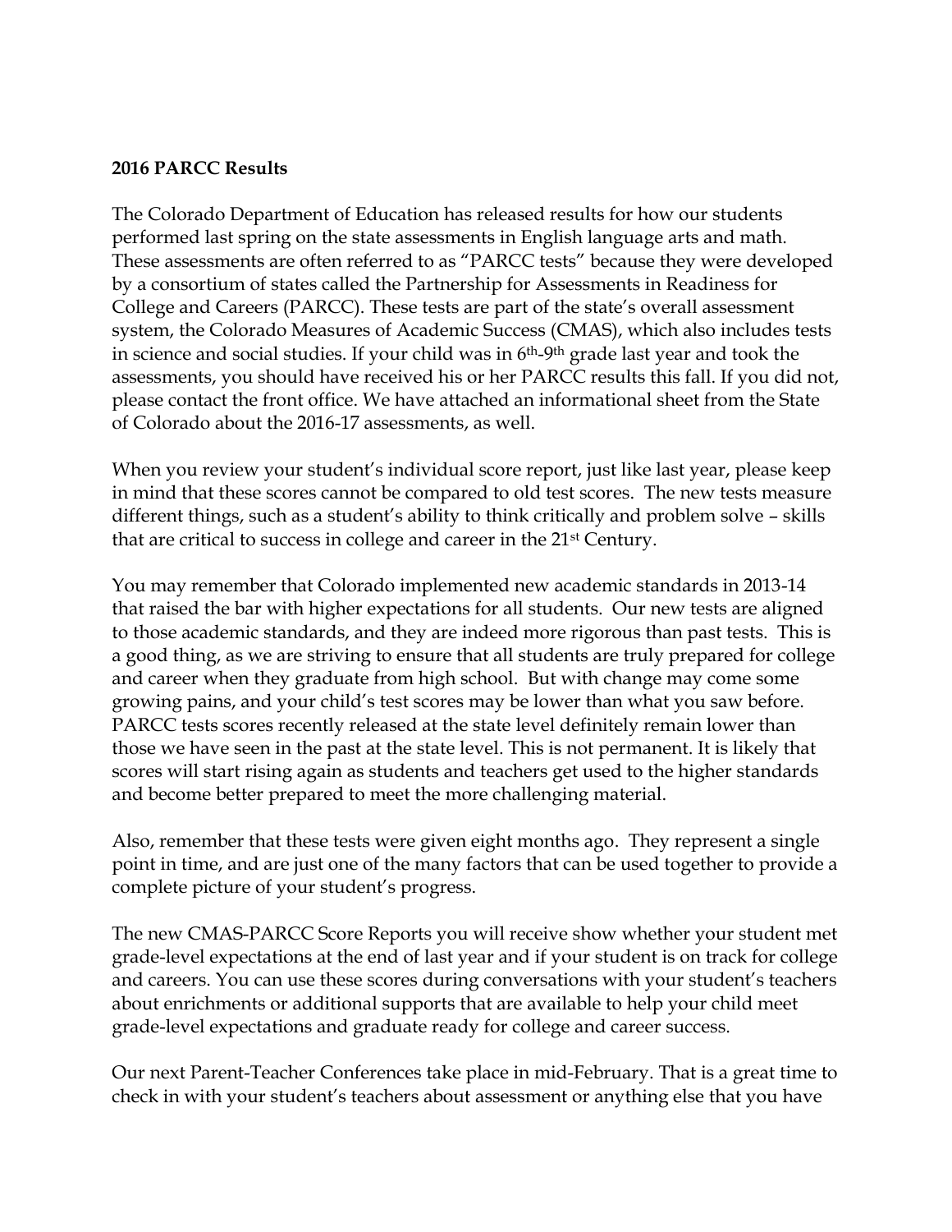**2016 PARCC Results**

The Colorado Department of Education has released results for how our students performed last spring on the state assessments in English language arts and math. These assessments are often referred to as "PARCC tests" because they were developed by a consortium of states called the Partnership for Assessments in Readiness for College and Careers (PARCC). These tests are part of the state's overall assessment system, the Colorado Measures of Academic Success (CMAS), which also includes tests in science and social studies. If your child was in 6th-9th grade last year and took the assessments, you should have received his or her PARCC results this fall. If you did not, please contact the front office. We have attached an informational sheet from the State of Colorado about the 2016-17 assessments, as well.

When you review your student's individual score report, just like last year, please keep in mind that these scores cannot be compared to old test scores. The new tests measure different things, such as a student's ability to think critically and problem solve – skills that are critical to success in college and career in the 21st Century.

You may remember that Colorado implemented new academic standards in 2013-14 that raised the bar with higher expectations for all students. Our new tests are aligned to those academic standards, and they are indeed more rigorous than past tests. This is a good thing, as we are striving to ensure that all students are truly prepared for college and career when they graduate from high school. But with change may come some growing pains, and your child's test scores may be lower than what you saw before. PARCC tests scores recently released at the state level definitely remain lower than those we have seen in the past at the state level. This is not permanent. It is likely that scores will start rising again as students and teachers get used to the higher standards and become better prepared to meet the more challenging material.

Also, remember that these tests were given eight months ago. They represent a single point in time, and are just one of the many factors that can be used together to provide a complete picture of your student's progress.

The new CMAS-PARCC Score Reports you will receive show whether your student met grade-level expectations at the end of last year and if your student is on track for college and careers. You can use these scores during conversations with your student's teachers about enrichments or additional supports that are available to help your child meet grade-level expectations and graduate ready for college and career success.

Our next Parent-Teacher Conferences take place in mid-February. That is a great time to check in with your student's teachers about assessment or anything else that you have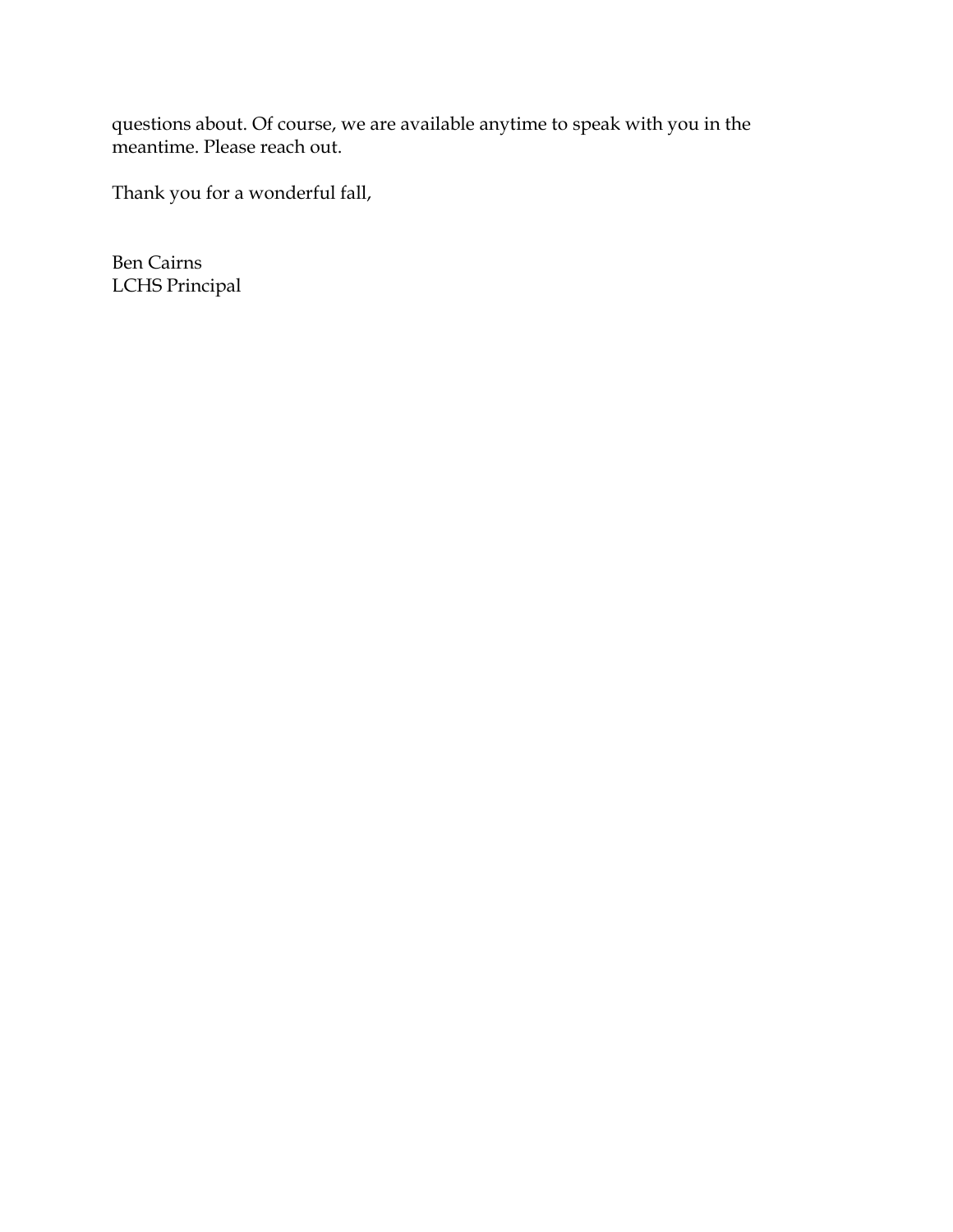questions about. Of course, we are available anytime to speak with you in the meantime. Please reach out.

Thank you for a wonderful fall,

Ben Cairns
LCHS Principal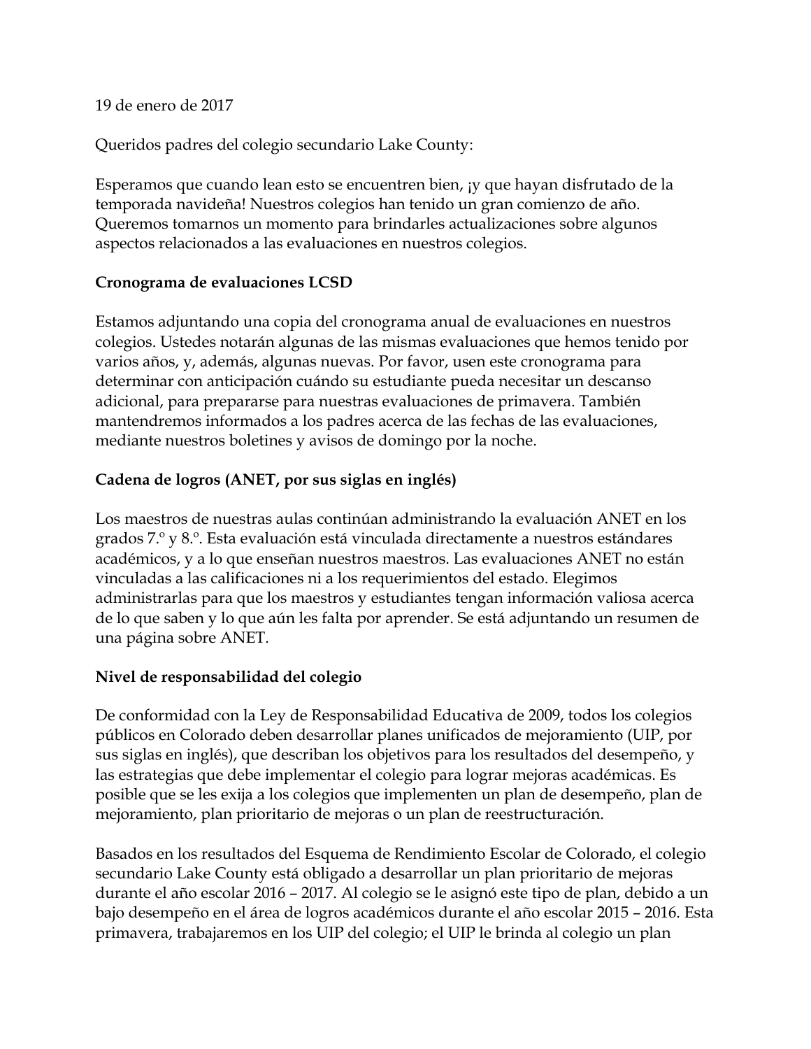19 de enero de 2017

Queridos padres del colegio secundario Lake County:

Esperamos que cuando lean esto se encuentren bien, ¡y que hayan disfrutado de la temporada navideña! Nuestros colegios han tenido un gran comienzo de año. Queremos tomarnos un momento para brindarles actualizaciones sobre algunos aspectos relacionados a las evaluaciones en nuestros colegios.

**Cronograma de evaluaciones LCSD**

Estamos adjuntando una copia del cronograma anual de evaluaciones en nuestros colegios. Ustedes notarán algunas de las mismas evaluaciones que hemos tenido por varios años, y, además, algunas nuevas. Por favor, usen este cronograma para determinar con anticipación cuándo su estudiante pueda necesitar un descanso adicional, para prepararse para nuestras evaluaciones de primavera. También mantendremos informados a los padres acerca de las fechas de las evaluaciones, mediante nuestros boletines y avisos de domingo por la noche.

**Cadena de logros (ANET, por sus siglas en inglés)**

Los maestros de nuestras aulas continúan administrando la evaluación ANET en los grados 7.º y 8.º. Esta evaluación está vinculada directamente a nuestros estándares académicos, y a lo que enseñan nuestros maestros. Las evaluaciones ANET no están vinculadas a las calificaciones ni a los requerimientos del estado. Elegimos administrarlas para que los maestros y estudiantes tengan información valiosa acerca de lo que saben y lo que aún les falta por aprender. Se está adjuntando un resumen de una página sobre ANET.

**Nivel de responsabilidad del colegio**

De conformidad con la Ley de Responsabilidad Educativa de 2009, todos los colegios públicos en Colorado deben desarrollar planes unificados de mejoramiento (UIP, por sus siglas en inglés), que describan los objetivos para los resultados del desempeño, y las estrategias que debe implementar el colegio para lograr mejoras académicas. Es posible que se les exija a los colegios que implementen un plan de desempeño, plan de mejoramiento, plan prioritario de mejoras o un plan de reestructuración.

Basados en los resultados del Esquema de Rendimiento Escolar de Colorado, el colegio secundario Lake County está obligado a desarrollar un plan prioritario de mejoras durante el año escolar 2016 – 2017. Al colegio se le asignó este tipo de plan, debido a un bajo desempeño en el área de logros académicos durante el año escolar 2015 – 2016. Esta primavera, trabajaremos en los UIP del colegio; el UIP le brinda al colegio un plan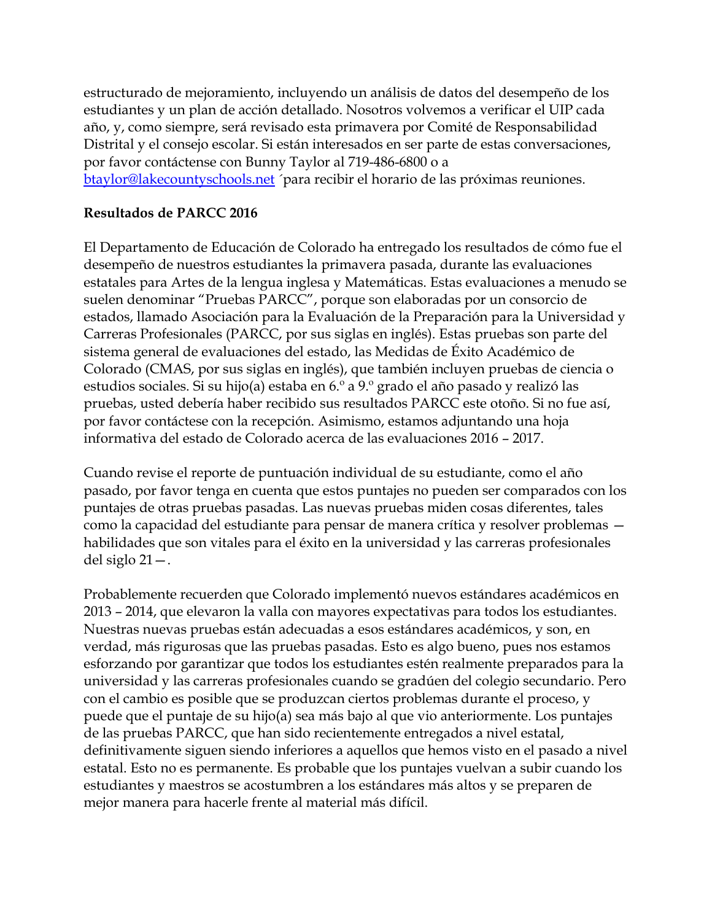estructurado de mejoramiento, incluyendo un análisis de datos del desempeño de los estudiantes y un plan de acción detallado. Nosotros volvemos a verificar el UIP cada año, y, como siempre, será revisado esta primavera por Comité de Responsabilidad Distrital y el consejo escolar. Si están interesados en ser parte de estas conversaciones, por favor contáctense con Bunny Taylor al 719-486-6800 o a btaylor@lakecountyschools.net ´para recibir el horario de las próximas reuniones.

**Resultados de PARCC 2016**

El Departamento de Educación de Colorado ha entregado los resultados de cómo fue el desempeño de nuestros estudiantes la primavera pasada, durante las evaluaciones estatales para Artes de la lengua inglesa y Matemáticas. Estas evaluaciones a menudo se suelen denominar "Pruebas PARCC", porque son elaboradas por un consorcio de estados, llamado Asociación para la Evaluación de la Preparación para la Universidad y Carreras Profesionales (PARCC, por sus siglas en inglés). Estas pruebas son parte del sistema general de evaluaciones del estado, las Medidas de Éxito Académico de Colorado (CMAS, por sus siglas en inglés), que también incluyen pruebas de ciencia o estudios sociales. Si su hijo(a) estaba en 6.º a 9.º grado el año pasado y realizó las pruebas, usted debería haber recibido sus resultados PARCC este otoño. Si no fue así, por favor contáctese con la recepción. Asimismo, estamos adjuntando una hoja informativa del estado de Colorado acerca de las evaluaciones 2016 – 2017.

Cuando revise el reporte de puntuación individual de su estudiante, como el año pasado, por favor tenga en cuenta que estos puntajes no pueden ser comparados con los puntajes de otras pruebas pasadas. Las nuevas pruebas miden cosas diferentes, tales como la capacidad del estudiante para pensar de manera crítica y resolver problemas — habilidades que son vitales para el éxito en la universidad y las carreras profesionales del siglo 21—.

Probablemente recuerden que Colorado implementó nuevos estándares académicos en 2013 – 2014, que elevaron la valla con mayores expectativas para todos los estudiantes. Nuestras nuevas pruebas están adecuadas a esos estándares académicos, y son, en verdad, más rigurosas que las pruebas pasadas. Esto es algo bueno, pues nos estamos esforzando por garantizar que todos los estudiantes estén realmente preparados para la universidad y las carreras profesionales cuando se gradúen del colegio secundario. Pero con el cambio es posible que se produzcan ciertos problemas durante el proceso, y puede que el puntaje de su hijo(a) sea más bajo al que vio anteriormente. Los puntajes de las pruebas PARCC, que han sido recientemente entregados a nivel estatal, definitivamente siguen siendo inferiores a aquellos que hemos visto en el pasado a nivel estatal. Esto no es permanente. Es probable que los puntajes vuelvan a subir cuando los estudiantes y maestros se acostumbren a los estándares más altos y se preparen de mejor manera para hacerle frente al material más difícil.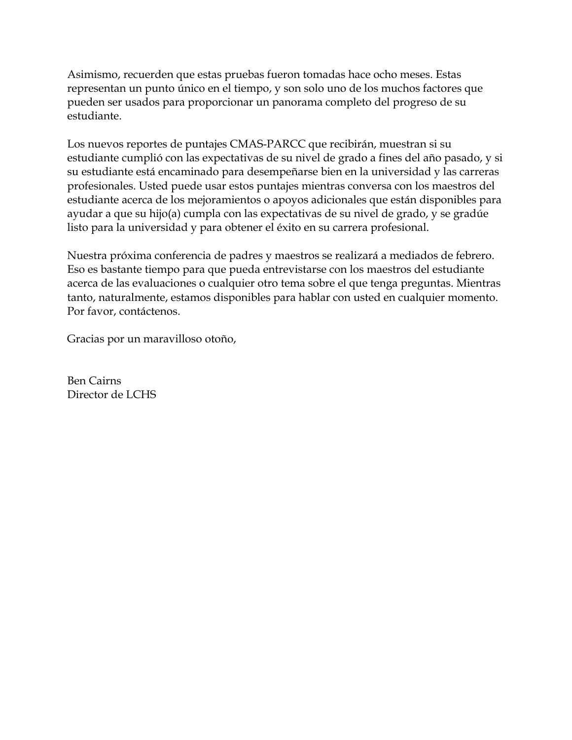Asimismo, recuerden que estas pruebas fueron tomadas hace ocho meses. Estas representan un punto único en el tiempo, y son solo uno de los muchos factores que pueden ser usados para proporcionar un panorama completo del progreso de su estudiante.

Los nuevos reportes de puntajes CMAS-PARCC que recibirán, muestran si su estudiante cumplió con las expectativas de su nivel de grado a fines del año pasado, y si su estudiante está encaminado para desempeñarse bien en la universidad y las carreras profesionales. Usted puede usar estos puntajes mientras conversa con los maestros del estudiante acerca de los mejoramientos o apoyos adicionales que están disponibles para ayudar a que su hijo(a) cumpla con las expectativas de su nivel de grado, y se gradúe listo para la universidad y para obtener el éxito en su carrera profesional.

Nuestra próxima conferencia de padres y maestros se realizará a mediados de febrero. Eso es bastante tiempo para que pueda entrevistarse con los maestros del estudiante acerca de las evaluaciones o cualquier otro tema sobre el que tenga preguntas. Mientras tanto, naturalmente, estamos disponibles para hablar con usted en cualquier momento. Por favor, contáctenos.

Gracias por un maravilloso otoño,

Ben Cairns
Director de LCHS